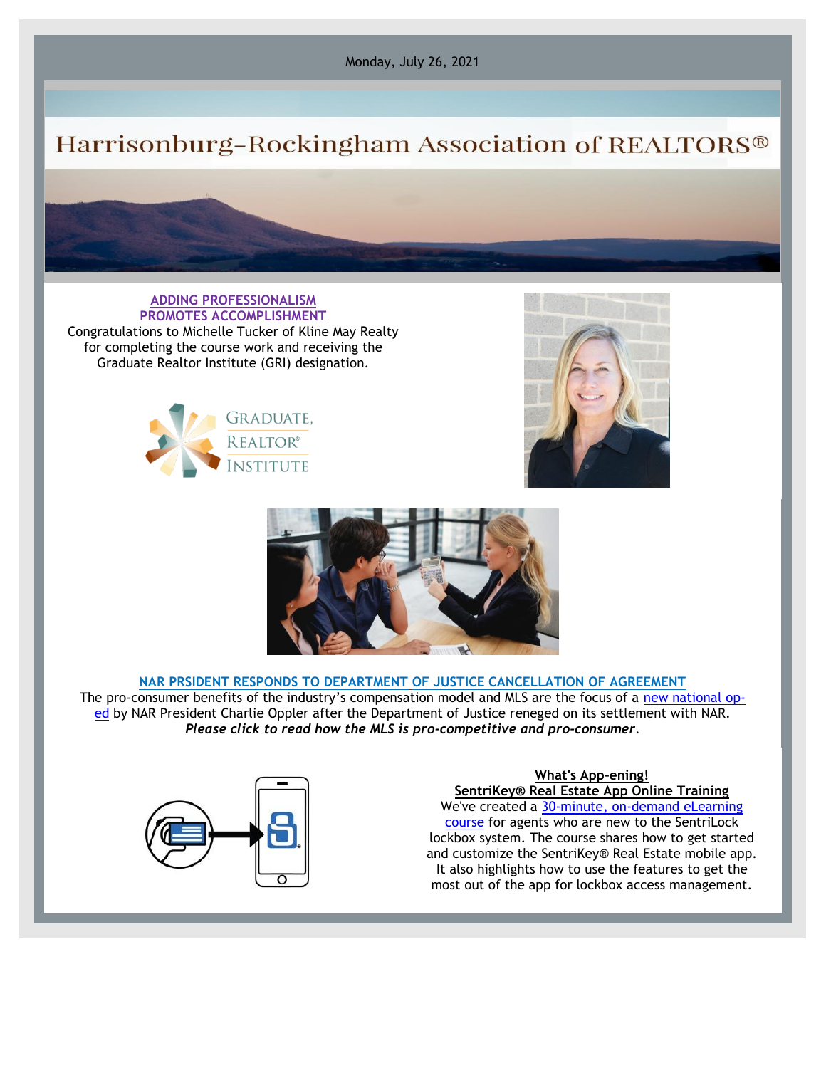Monday, July 26, 2021

# Harrisonburg-Rockingham Association of REALTORS®

## ADDING PROFESSIONALISM PROMOTES ACCOMPLISHMENT

Congratulations to Michelle Tucker of Kline May Realty for completing the course work and receiving the Graduate Realtor Institute (GRI) designation.

GRADUATE, REALTOR® INSTITUTE

## NAR PRSIDENT RESPONDS TO DEPARTMENT OF JUSTICE CANCELLATION OF AGREEMENT

The pro-consumer benefits of the industry's compensation model and MLS are the focus of a new national op-ed by NAR President Charlie Oppler after the Department of Justice reneged on its settlement with NAR.
***Please click to read how the MLS is pro-competitive and pro-consumer.***

## What's App-ening!

### SentriKey® Real Estate App Online Training

We've created a 30-minute, on-demand eLearning course for agents who are new to the SentriLock lockbox system. The course shares how to get started and customize the SentriKey® Real Estate mobile app. It also highlights how to use the features to get the most out of the app for lockbox access management.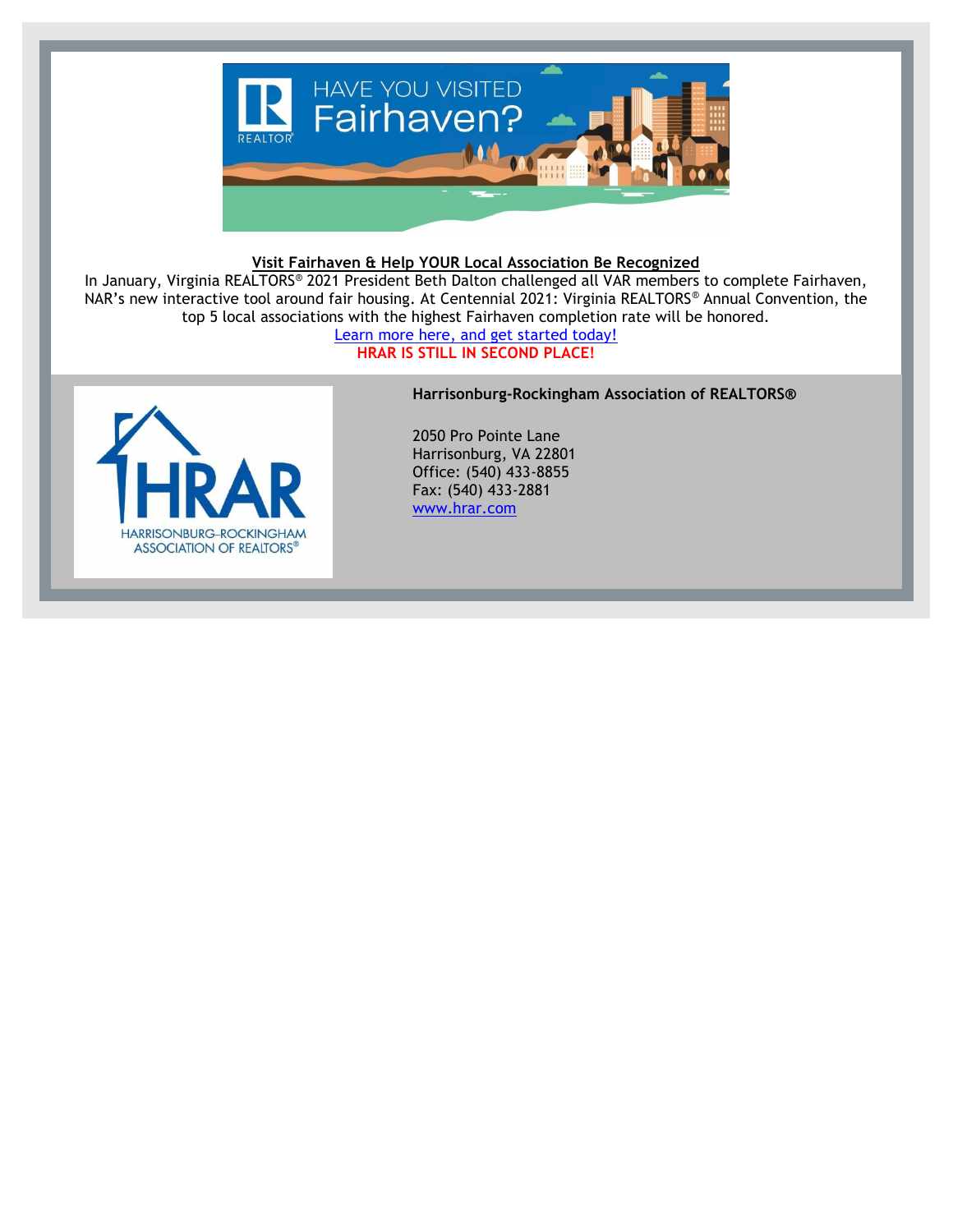HAVE YOU VISITED Fairhaven?

**Visit Fairhaven & Help YOUR Local Association Be Recognized**

In January, Virginia REALTORS® 2021 President Beth Dalton challenged all VAR members to complete Fairhaven, NAR's new interactive tool around fair housing. At Centennial 2021: Virginia REALTORS® Annual Convention, the top 5 local associations with the highest Fairhaven completion rate will be honored.

Learn more here, and get started today!

**HRAR IS STILL IN SECOND PLACE!**

HRAR
HARRISONBURG-ROCKINGHAM ASSOCIATION OF REALTORS®

**Harrisonburg-Rockingham Association of REALTORS®**

2050 Pro Pointe Lane
Harrisonburg, VA 22801
Office: (540) 433-8855
Fax: (540) 433-2881
www.hrar.com